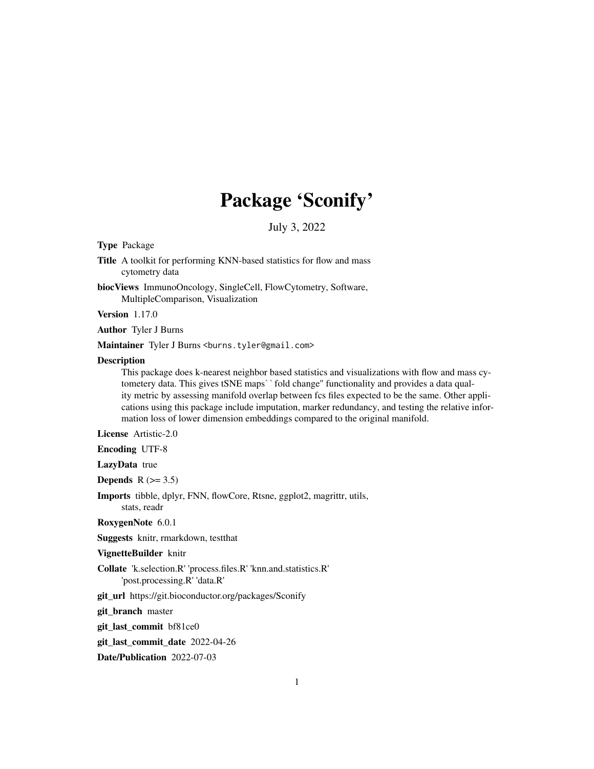# Package 'Sconify'

July 3, 2022

**Type** Package

**Title** A toolkit for performing KNN-based statistics for flow and mass cytometry data

**biocViews** ImmunoOncology, SingleCell, FlowCytometry, Software, MultipleComparison, Visualization

**Version** 1.17.0

**Author** Tyler J Burns

**Maintainer** Tyler J Burns <burns.tyler@gmail.com>

**Description**

This package does k-nearest neighbor based statistics and visualizations with flow and mass cytometery data. This gives tSNE maps` `fold change'' functionality and provides a data quality metric by assessing manifold overlap between fcs files expected to be the same. Other applications using this package include imputation, marker redundancy, and testing the relative information loss of lower dimension embeddings compared to the original manifold.

**License** Artistic-2.0

**Encoding** UTF-8

**LazyData** true

**Depends** R (>= 3.5)

**Imports** tibble, dplyr, FNN, flowCore, Rtsne, ggplot2, magrittr, utils, stats, readr

**RoxygenNote** 6.0.1

**Suggests** knitr, rmarkdown, testthat

**VignetteBuilder** knitr

**Collate** 'k.selection.R' 'process.files.R' 'knn.and.statistics.R' 'post.processing.R' 'data.R'

**git_url** https://git.bioconductor.org/packages/Sconify

**git_branch** master

**git_last_commit** bf81ce0

**git_last_commit_date** 2022-04-26

**Date/Publication** 2022-07-03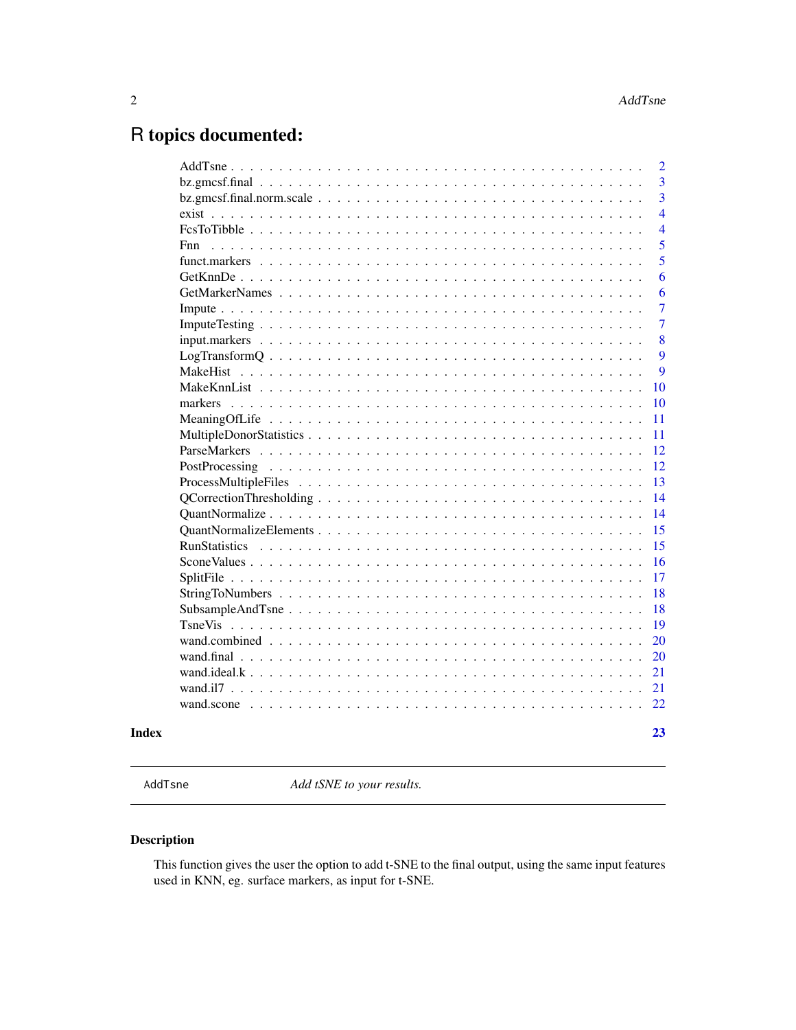# R topics documented:

| | |
|---|---|
| AddTsne | 2 |
| bz.gmcsf.final | 3 |
| bz.gmcsf.final.norm.scale | 3 |
| exist | 4 |
| FcsToTibble | 4 |
| Fnn | 5 |
| funct.markers | 5 |
| GetKnnDe | 6 |
| GetMarkerNames | 6 |
| Impute | 7 |
| ImputeTesting | 7 |
| input.markers | 8 |
| LogTransformQ | 9 |
| MakeHist | 9 |
| MakeKnnList | 10 |
| markers | 10 |
| MeaningOfLife | 11 |
| MultipleDonorStatistics | 11 |
| ParseMarkers | 12 |
| PostProcessing | 12 |
| ProcessMultipleFiles | 13 |
| QCorrectionThresholding | 14 |
| QuantNormalize | 14 |
| QuantNormalizeElements | 15 |
| RunStatistics | 15 |
| SconeValues | 16 |
| SplitFile | 17 |
| StringToNumbers | 18 |
| SubsampleAndTsne | 18 |
| TsneVis | 19 |
| wand.combined | 20 |
| wand.final | 20 |
| wand.ideal.k | 21 |
| wand.il7 | 21 |
| wand.scone | 22 |

**Index** **23**

---

`AddTsne` *Add tSNE to your results.*

---

## Description

This function gives the user the option to add t-SNE to the final output, using the same input features used in KNN, eg. surface markers, as input for t-SNE.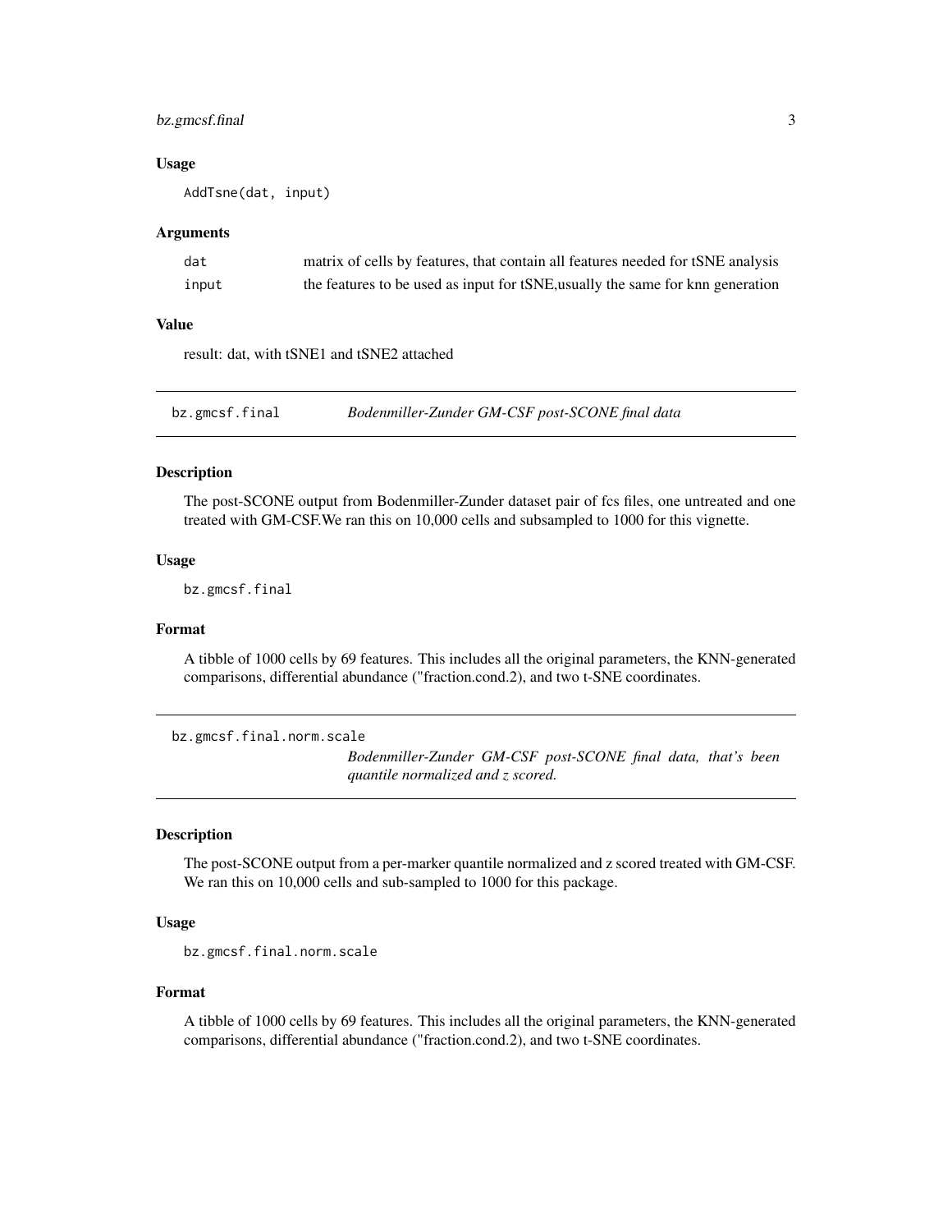### Usage

```
AddTsne(dat, input)
```

### Arguments

| | |
|---|---|
| dat | matrix of cells by features, that contain all features needed for tSNE analysis |
| input | the features to be used as input for tSNE,usually the same for knn generation |

### Value

result: dat, with tSNE1 and tSNE2 attached

---

## bz.gmcsf.final    *Bodenmiller-Zunder GM-CSF post-SCONE final data*

### Description

The post-SCONE output from Bodenmiller-Zunder dataset pair of fcs files, one untreated and one treated with GM-CSF.We ran this on 10,000 cells and subsampled to 1000 for this vignette.

### Usage

```
bz.gmcsf.final
```

### Format

A tibble of 1000 cells by 69 features. This includes all the original parameters, the KNN-generated comparisons, differential abundance ("fraction.cond.2), and two t-SNE coordinates.

---

## bz.gmcsf.final.norm.scale    *Bodenmiller-Zunder GM-CSF post-SCONE final data, that's been quantile normalized and z scored.*

### Description

The post-SCONE output from a per-marker quantile normalized and z scored treated with GM-CSF. We ran this on 10,000 cells and sub-sampled to 1000 for this package.

### Usage

```
bz.gmcsf.final.norm.scale
```

### Format

A tibble of 1000 cells by 69 features. This includes all the original parameters, the KNN-generated comparisons, differential abundance ("fraction.cond.2), and two t-SNE coordinates.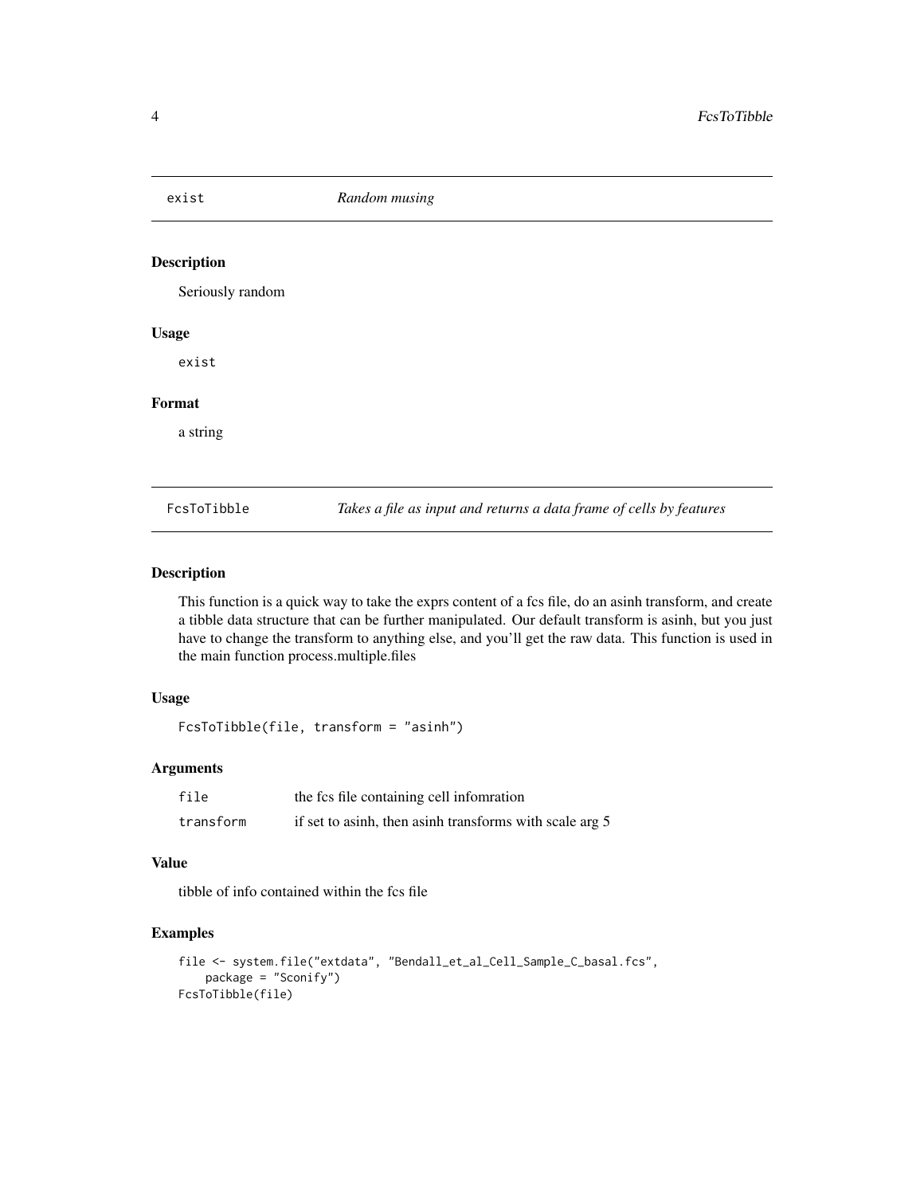## exist — *Random musing*

### Description

Seriously random

### Usage

```
exist
```

### Format

a string

## FcsToTibble — *Takes a file as input and returns a data frame of cells by features*

### Description

This function is a quick way to take the exprs content of a fcs file, do an asinh transform, and create a tibble data structure that can be further manipulated. Our default transform is asinh, but you just have to change the transform to anything else, and you'll get the raw data. This function is used in the main function process.multiple.files

### Usage

```
FcsToTibble(file, transform = "asinh")
```

### Arguments

| | |
|---|---|
| `file` | the fcs file containing cell infomration |
| `transform` | if set to asinh, then asinh transforms with scale arg 5 |

### Value

tibble of info contained within the fcs file

### Examples

```
file <- system.file("extdata", "Bendall_et_al_Cell_Sample_C_basal.fcs",
    package = "Sconify")
FcsToTibble(file)
```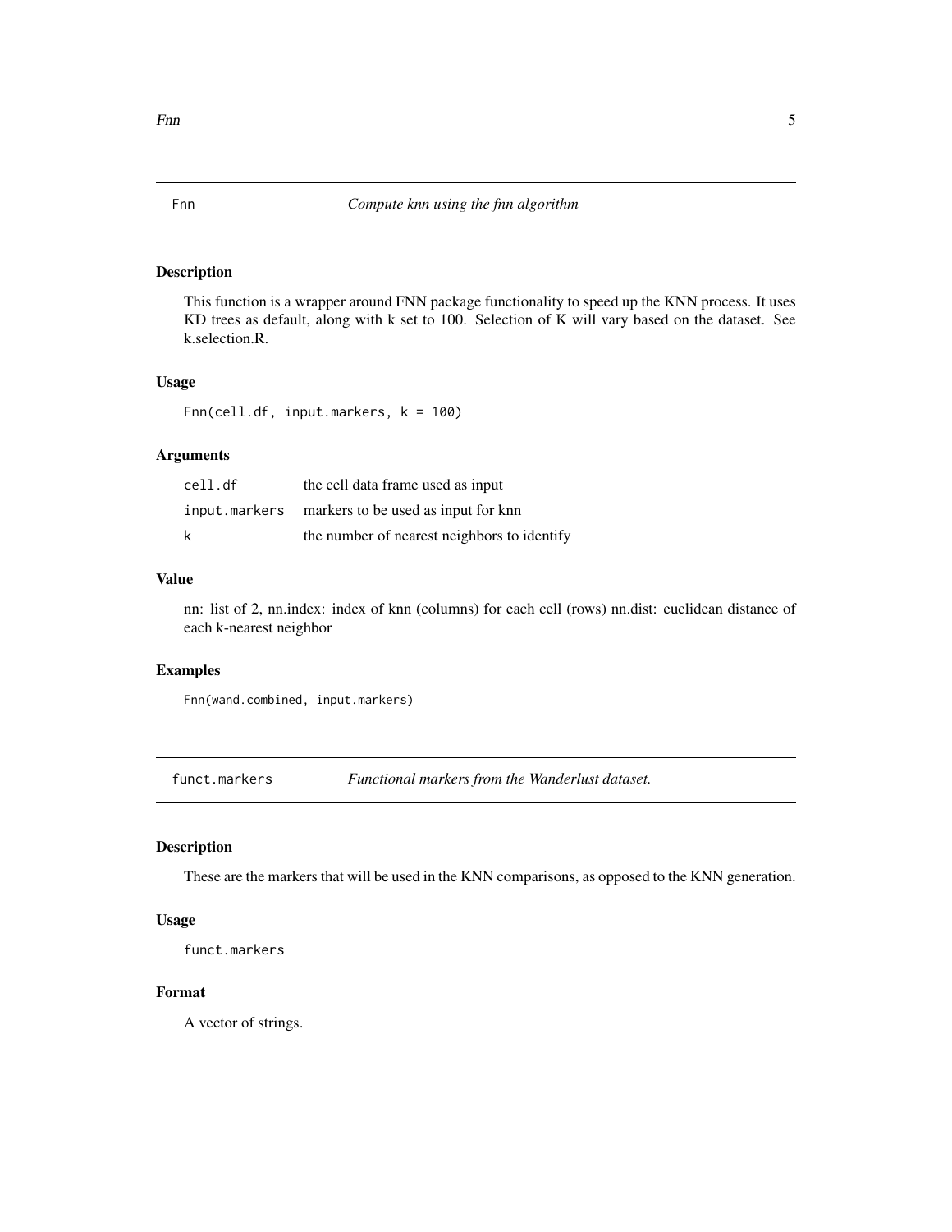## Fnn — *Compute knn using the fnn algorithm*

### Description

This function is a wrapper around FNN package functionality to speed up the KNN process. It uses KD trees as default, along with k set to 100. Selection of K will vary based on the dataset. See k.selection.R.

### Usage

```
Fnn(cell.df, input.markers, k = 100)
```

### Arguments

| | |
|---|---|
| `cell.df` | the cell data frame used as input |
| `input.markers` | markers to be used as input for knn |
| `k` | the number of nearest neighbors to identify |

### Value

nn: list of 2, nn.index: index of knn (columns) for each cell (rows) nn.dist: euclidean distance of each k-nearest neighbor

### Examples

```
Fnn(wand.combined, input.markers)
```

## funct.markers — *Functional markers from the Wanderlust dataset.*

### Description

These are the markers that will be used in the KNN comparisons, as opposed to the KNN generation.

### Usage

```
funct.markers
```

### Format

A vector of strings.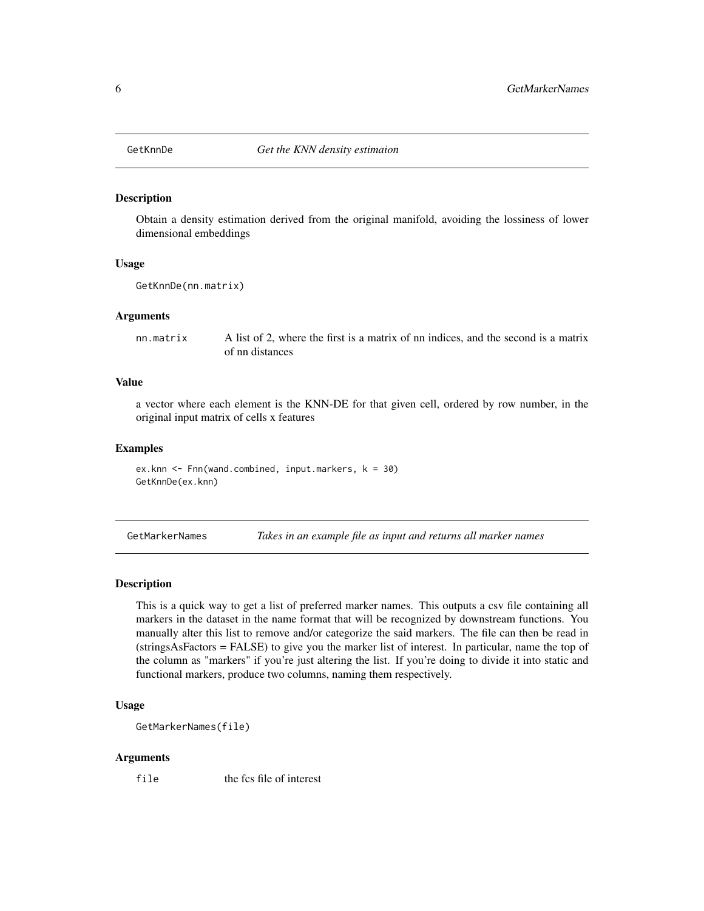## GetKnnDe *Get the KNN density estimaion*

### Description

Obtain a density estimation derived from the original manifold, avoiding the lossiness of lower dimensional embeddings

### Usage

```
GetKnnDe(nn.matrix)
```

### Arguments

| | |
|---|---|
| nn.matrix | A list of 2, where the first is a matrix of nn indices, and the second is a matrix of nn distances |

### Value

a vector where each element is the KNN-DE for that given cell, ordered by row number, in the original input matrix of cells x features

### Examples

```
ex.knn <- Fnn(wand.combined, input.markers, k = 30)
GetKnnDe(ex.knn)
```

## GetMarkerNames *Takes in an example file as input and returns all marker names*

### Description

This is a quick way to get a list of preferred marker names. This outputs a csv file containing all markers in the dataset in the name format that will be recognized by downstream functions. You manually alter this list to remove and/or categorize the said markers. The file can then be read in (stringsAsFactors = FALSE) to give you the marker list of interest. In particular, name the top of the column as "markers" if you're just altering the list. If you're doing to divide it into static and functional markers, produce two columns, naming them respectively.

### Usage

```
GetMarkerNames(file)
```

### Arguments

| | |
|---|---|
| file | the fcs file of interest |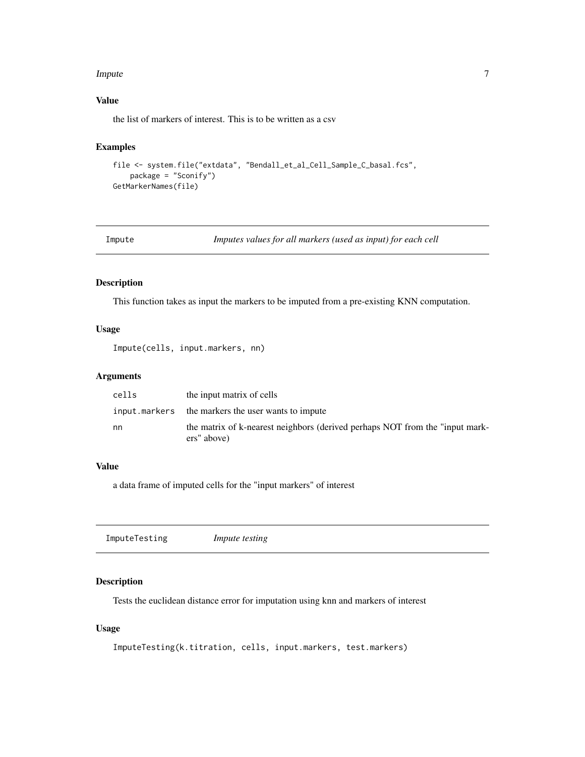### Value

the list of markers of interest. This is to be written as a csv

### Examples

```
file <- system.file("extdata", "Bendall_et_al_Cell_Sample_C_basal.fcs",
    package = "Sconify")
GetMarkerNames(file)
```

---

## Impute — *Imputes values for all markers (used as input) for each cell*

### Description

This function takes as input the markers to be imputed from a pre-existing KNN computation.

### Usage

```
Impute(cells, input.markers, nn)
```

### Arguments

| Argument | Description |
|---|---|
| `cells` | the input matrix of cells |
| `input.markers` | the markers the user wants to impute |
| `nn` | the matrix of k-nearest neighbors (derived perhaps NOT from the "input markers" above) |

### Value

a data frame of imputed cells for the "input markers" of interest

---

## ImputeTesting — *Impute testing*

### Description

Tests the euclidean distance error for imputation using knn and markers of interest

### Usage

```
ImputeTesting(k.titration, cells, input.markers, test.markers)
```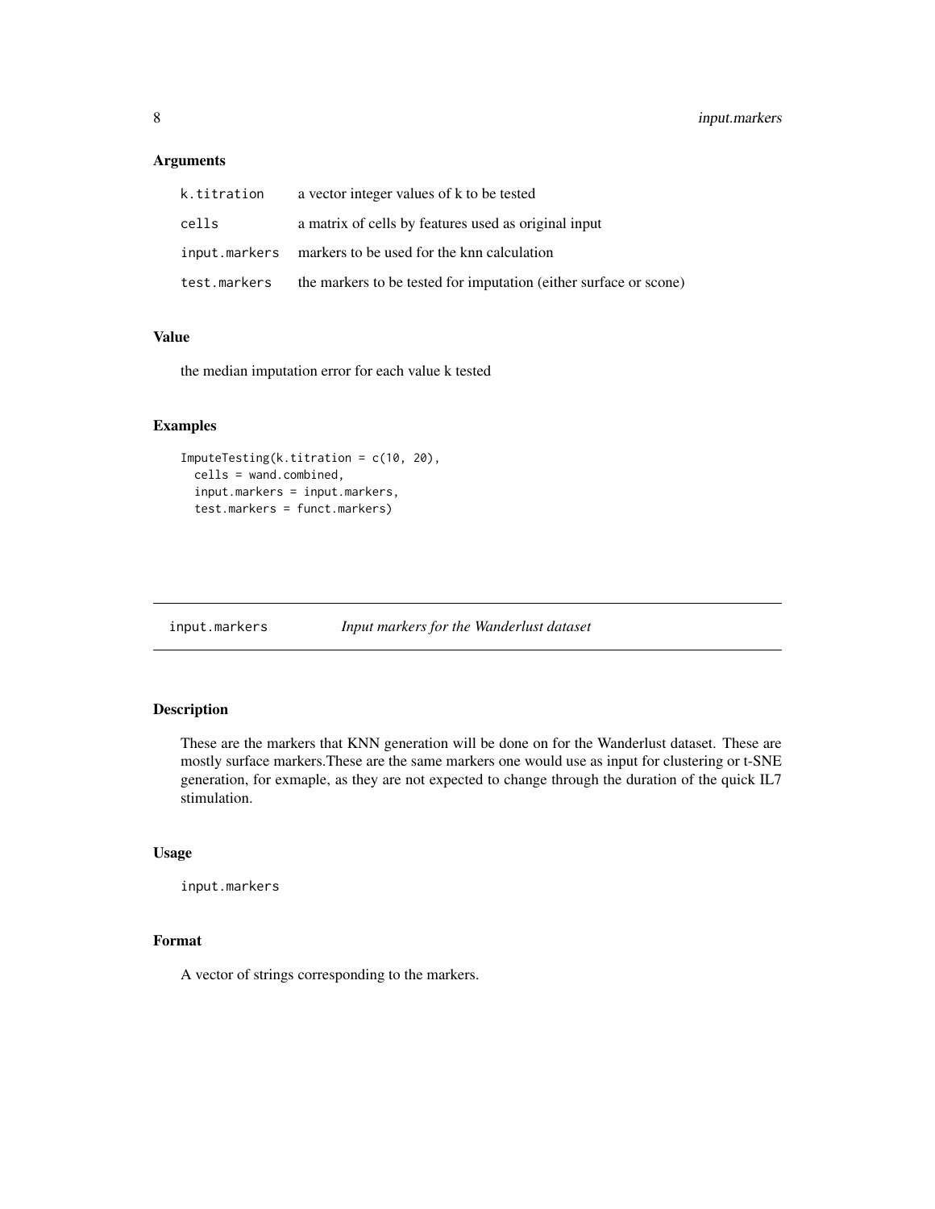### Arguments

| | |
|---|---|
| k.titration | a vector integer values of k to be tested |
| cells | a matrix of cells by features used as original input |
| input.markers | markers to be used for the knn calculation |
| test.markers | the markers to be tested for imputation (either surface or scone) |

### Value

the median imputation error for each value k tested

### Examples

```
ImputeTesting(k.titration = c(10, 20),
  cells = wand.combined,
  input.markers = input.markers,
  test.markers = funct.markers)
```

## input.markers *Input markers for the Wanderlust dataset*

### Description

These are the markers that KNN generation will be done on for the Wanderlust dataset. These are mostly surface markers.These are the same markers one would use as input for clustering or t-SNE generation, for exmaple, as they are not expected to change through the duration of the quick IL7 stimulation.

### Usage

```
input.markers
```

### Format

A vector of strings corresponding to the markers.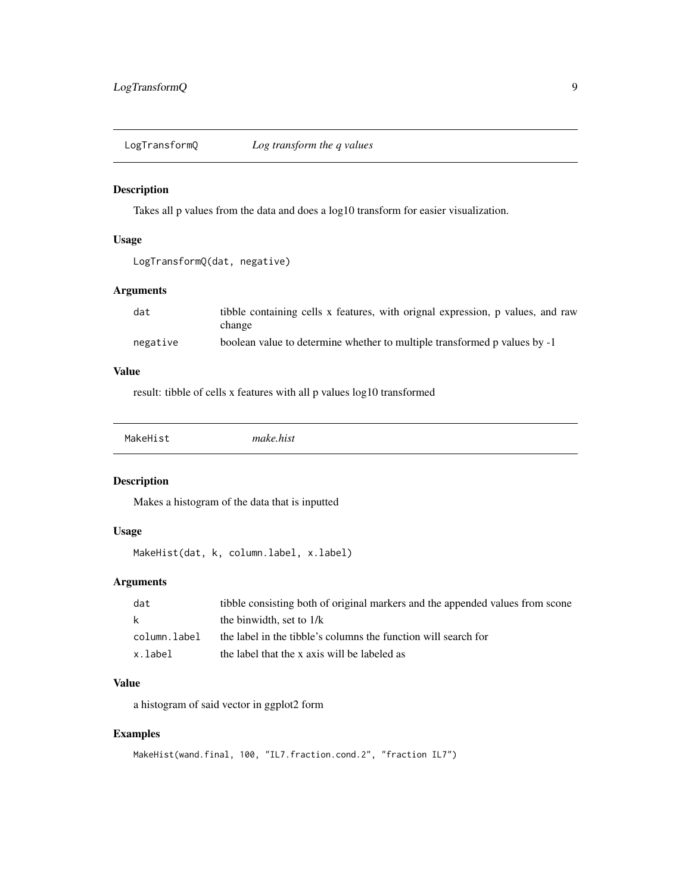## LogTransformQ — *Log transform the q values*

### Description

Takes all p values from the data and does a log10 transform for easier visualization.

### Usage

```
LogTransformQ(dat, negative)
```

### Arguments

| | |
|---|---|
| `dat` | tibble containing cells x features, with orignal expression, p values, and raw change |
| `negative` | boolean value to determine whether to multiple transformed p values by -1 |

### Value

result: tibble of cells x features with all p values log10 transformed

## MakeHist — *make.hist*

### Description

Makes a histogram of the data that is inputted

### Usage

```
MakeHist(dat, k, column.label, x.label)
```

### Arguments

| | |
|---|---|
| `dat` | tibble consisting both of original markers and the appended values from scone |
| `k` | the binwidth, set to 1/k |
| `column.label` | the label in the tibble's columns the function will search for |
| `x.label` | the label that the x axis will be labeled as |

### Value

a histogram of said vector in ggplot2 form

### Examples

```
MakeHist(wand.final, 100, "IL7.fraction.cond.2", "fraction IL7")
```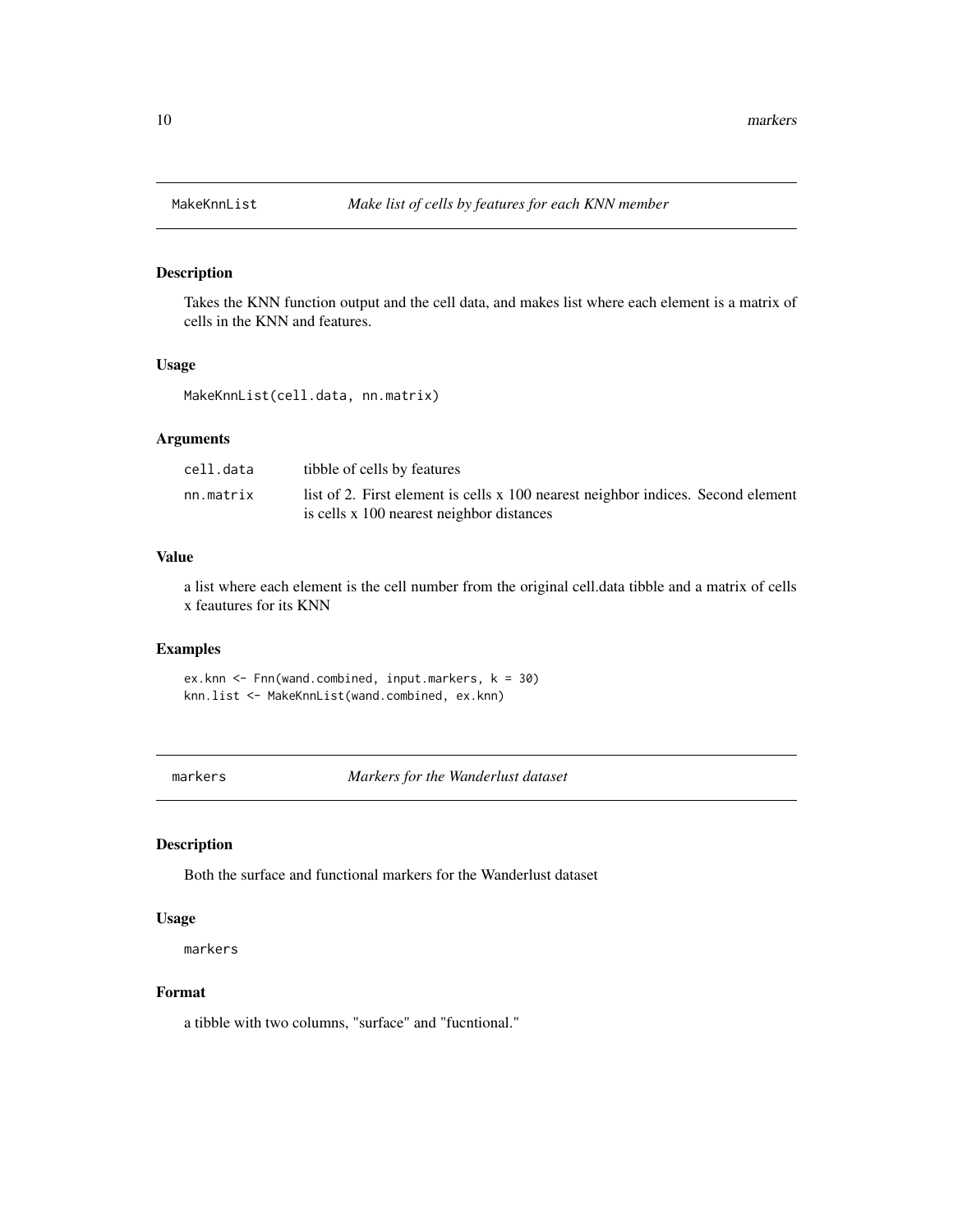## MakeKnnList *Make list of cells by features for each KNN member*

### Description

Takes the KNN function output and the cell data, and makes list where each element is a matrix of cells in the KNN and features.

### Usage

```
MakeKnnList(cell.data, nn.matrix)
```

### Arguments

| | |
|---|---|
| cell.data | tibble of cells by features |
| nn.matrix | list of 2. First element is cells x 100 nearest neighbor indices. Second element is cells x 100 nearest neighbor distances |

### Value

a list where each element is the cell number from the original cell.data tibble and a matrix of cells x feautures for its KNN

### Examples

```
ex.knn <- Fnn(wand.combined, input.markers, k = 30)
knn.list <- MakeKnnList(wand.combined, ex.knn)
```

## markers *Markers for the Wanderlust dataset*

### Description

Both the surface and functional markers for the Wanderlust dataset

### Usage

```
markers
```

### Format

a tibble with two columns, "surface" and "fucntional."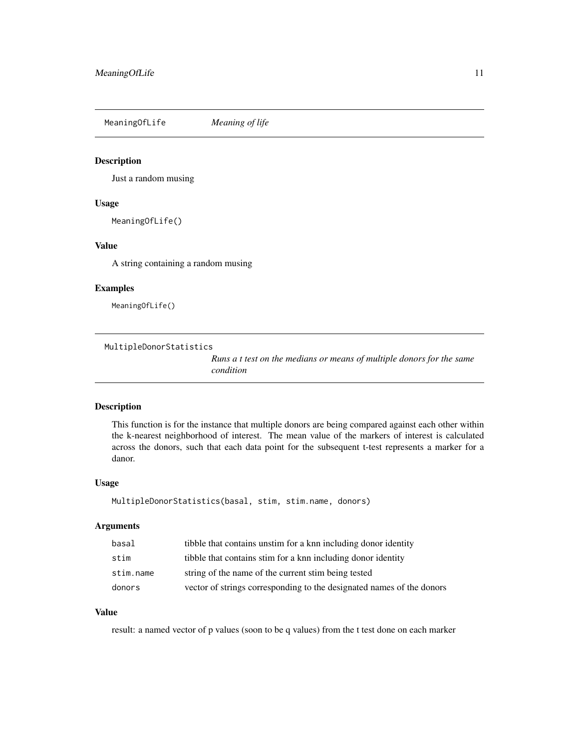## MeaningOfLife *Meaning of life*

### Description

Just a random musing

### Usage

```
MeaningOfLife()
```

### Value

A string containing a random musing

### Examples

```
MeaningOfLife()
```

## MultipleDonorStatistics *Runs a t test on the medians or means of multiple donors for the same condition*

### Description

This function is for the instance that multiple donors are being compared against each other within the k-nearest neighborhood of interest. The mean value of the markers of interest is calculated across the donors, such that each data point for the subsequent t-test represents a marker for a danor.

### Usage

```
MultipleDonorStatistics(basal, stim, stim.name, donors)
```

### Arguments

| | |
|---|---|
| `basal` | tibble that contains unstim for a knn including donor identity |
| `stim` | tibble that contains stim for a knn including donor identity |
| `stim.name` | string of the name of the current stim being tested |
| `donors` | vector of strings corresponding to the designated names of the donors |

### Value

result: a named vector of p values (soon to be q values) from the t test done on each marker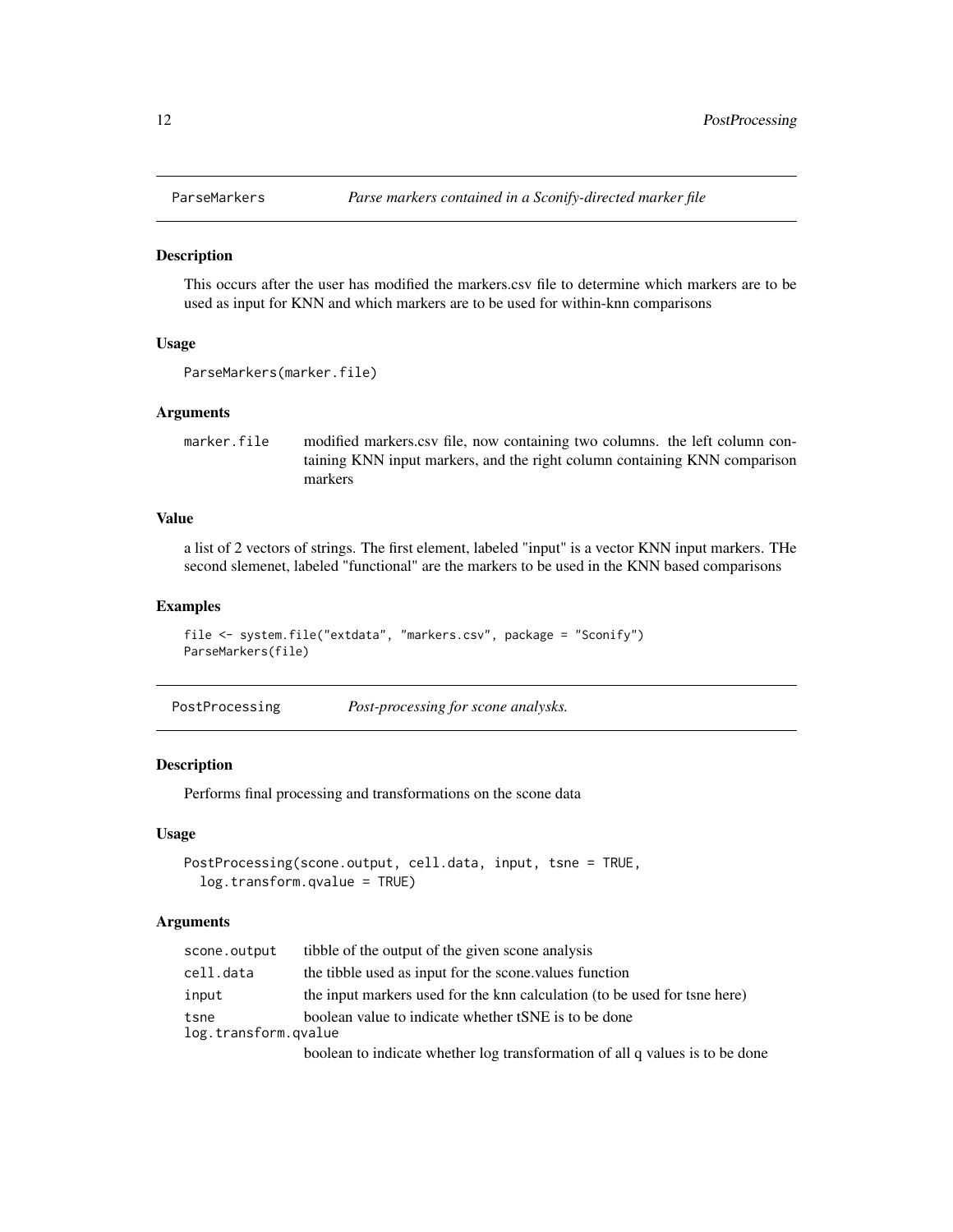## ParseMarkers — *Parse markers contained in a Sconify-directed marker file*

### Description

This occurs after the user has modified the markers.csv file to determine which markers are to be used as input for KNN and which markers are to be used for within-knn comparisons

### Usage

```
ParseMarkers(marker.file)
```

### Arguments

| | |
|---|---|
| marker.file | modified markers.csv file, now containing two columns. the left column containing KNN input markers, and the right column containing KNN comparison markers |

### Value

a list of 2 vectors of strings. The first element, labeled "input" is a vector KNN input markers. THe second slemenet, labeled "functional" are the markers to be used in the KNN based comparisons

### Examples

```
file <- system.file("extdata", "markers.csv", package = "Sconify")
ParseMarkers(file)
```

## PostProcessing — *Post-processing for scone analysks.*

### Description

Performs final processing and transformations on the scone data

### Usage

```
PostProcessing(scone.output, cell.data, input, tsne = TRUE,
  log.transform.qvalue = TRUE)
```

### Arguments

| | |
|---|---|
| scone.output | tibble of the output of the given scone analysis |
| cell.data | the tibble used as input for the scone.values function |
| input | the input markers used for the knn calculation (to be used for tsne here) |
| tsne | boolean value to indicate whether tSNE is to be done |
| log.transform.qvalue | boolean to indicate whether log transformation of all q values is to be done |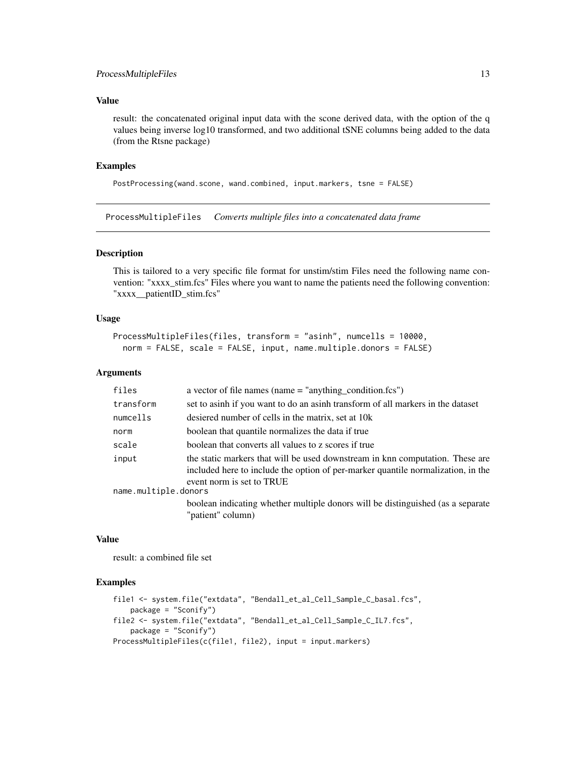### Value

result: the concatenated original input data with the scone derived data, with the option of the q values being inverse log10 transformed, and two additional tSNE columns being added to the data (from the Rtsne package)

### Examples

```
PostProcessing(wand.scone, wand.combined, input.markers, tsne = FALSE)
```

---

## ProcessMultipleFiles    *Converts multiple files into a concatenated data frame*

---

### Description

This is tailored to a very specific file format for unstim/stim Files need the following name convention: "xxxx_stim.fcs" Files where you want to name the patients need the following convention: "xxxx__patientID_stim.fcs"

### Usage

```
ProcessMultipleFiles(files, transform = "asinh", numcells = 10000,
  norm = FALSE, scale = FALSE, input, name.multiple.donors = FALSE)
```

### Arguments

| | |
|---|---|
| `files` | a vector of file names (name = "anything_condition.fcs") |
| `transform` | set to asinh if you want to do an asinh transform of all markers in the dataset |
| `numcells` | desiered number of cells in the matrix, set at 10k |
| `norm` | boolean that quantile normalizes the data if true |
| `scale` | boolean that converts all values to z scores if true |
| `input` | the static markers that will be used downstream in knn computation. These are included here to include the option of per-marker quantile normalization, in the event norm is set to TRUE |
| `name.multiple.donors` | boolean indicating whether multiple donors will be distinguished (as a separate "patient" column) |

### Value

result: a combined file set

### Examples

```
file1 <- system.file("extdata", "Bendall_et_al_Cell_Sample_C_basal.fcs",
    package = "Sconify")
file2 <- system.file("extdata", "Bendall_et_al_Cell_Sample_C_IL7.fcs",
    package = "Sconify")
ProcessMultipleFiles(c(file1, file2), input = input.markers)
```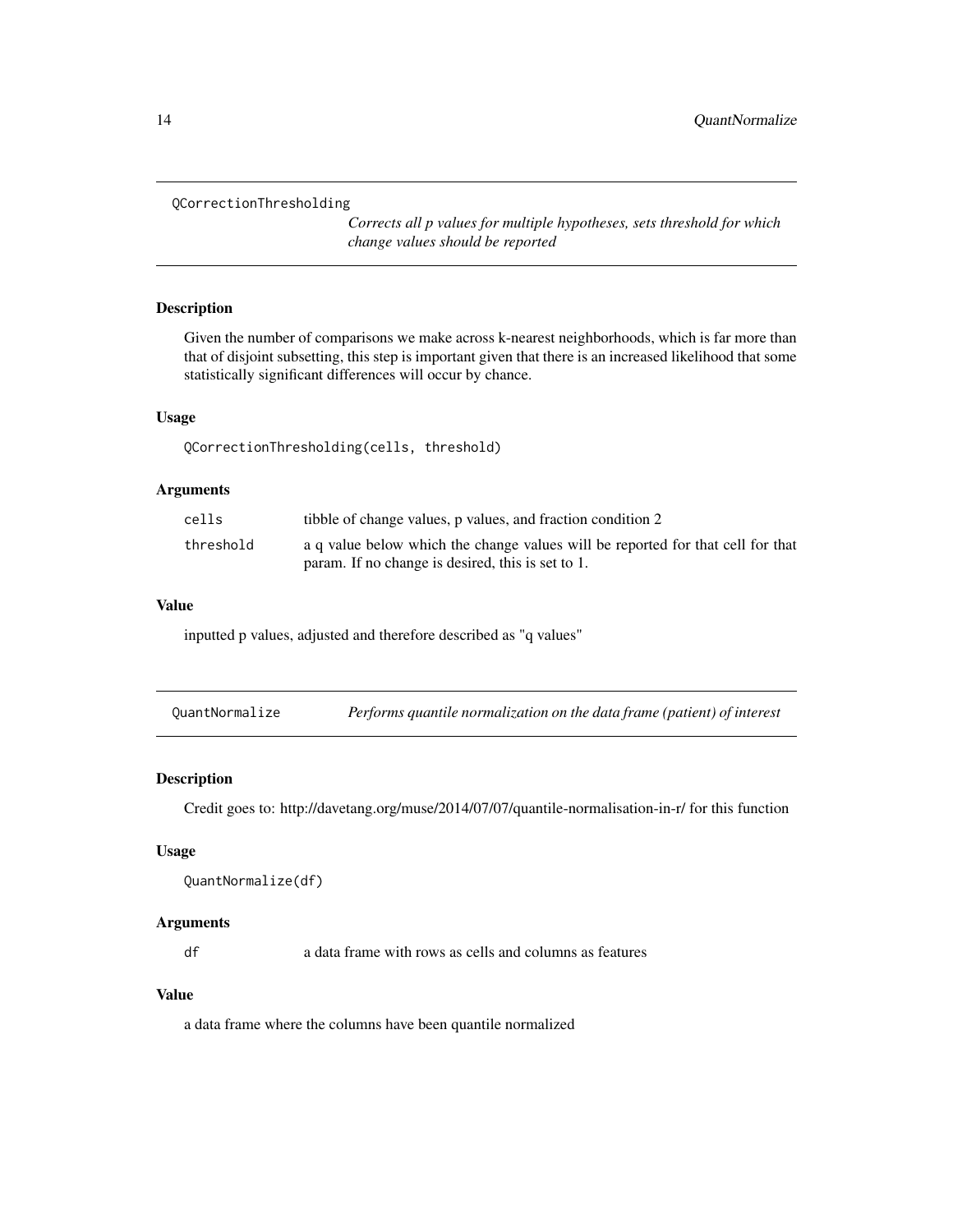## QCorrectionThresholding

*Corrects all p values for multiple hypotheses, sets threshold for which change values should be reported*

### Description

Given the number of comparisons we make across k-nearest neighborhoods, which is far more than that of disjoint subsetting, this step is important given that there is an increased likelihood that some statistically significant differences will occur by chance.

### Usage

```
QCorrectionThresholding(cells, threshold)
```

### Arguments

| | |
|---|---|
| cells | tibble of change values, p values, and fraction condition 2 |
| threshold | a q value below which the change values will be reported for that cell for that param. If no change is desired, this is set to 1. |

### Value

inputted p values, adjusted and therefore described as "q values"

## QuantNormalize

*Performs quantile normalization on the data frame (patient) of interest*

### Description

Credit goes to: http://davetang.org/muse/2014/07/07/quantile-normalisation-in-r/ for this function

### Usage

```
QuantNormalize(df)
```

### Arguments

| | |
|---|---|
| df | a data frame with rows as cells and columns as features |

### Value

a data frame where the columns have been quantile normalized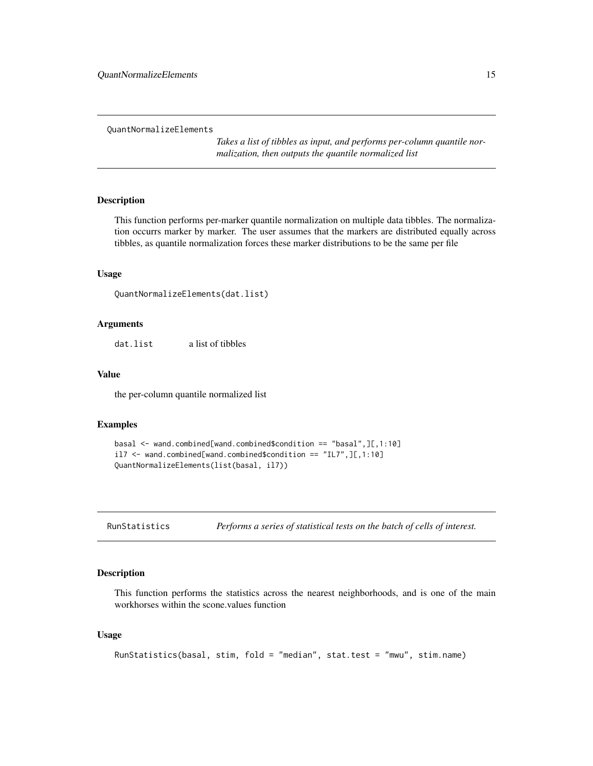## QuantNormalizeElements

*Takes a list of tibbles as input, and performs per-column quantile normalization, then outputs the quantile normalized list*

### Description

This function performs per-marker quantile normalization on multiple data tibbles. The normalization occurrs marker by marker. The user assumes that the markers are distributed equally across tibbles, as quantile normalization forces these marker distributions to be the same per file

### Usage

```
QuantNormalizeElements(dat.list)
```

### Arguments

| | |
|---|---|
| dat.list | a list of tibbles |

### Value

the per-column quantile normalized list

### Examples

```
basal <- wand.combined[wand.combined$condition == "basal",][,1:10]
il7 <- wand.combined[wand.combined$condition == "IL7",][,1:10]
QuantNormalizeElements(list(basal, il7))
```

## RunStatistics

*Performs a series of statistical tests on the batch of cells of interest.*

### Description

This function performs the statistics across the nearest neighborhoods, and is one of the main workhorses within the scone.values function

### Usage

```
RunStatistics(basal, stim, fold = "median", stat.test = "mwu", stim.name)
```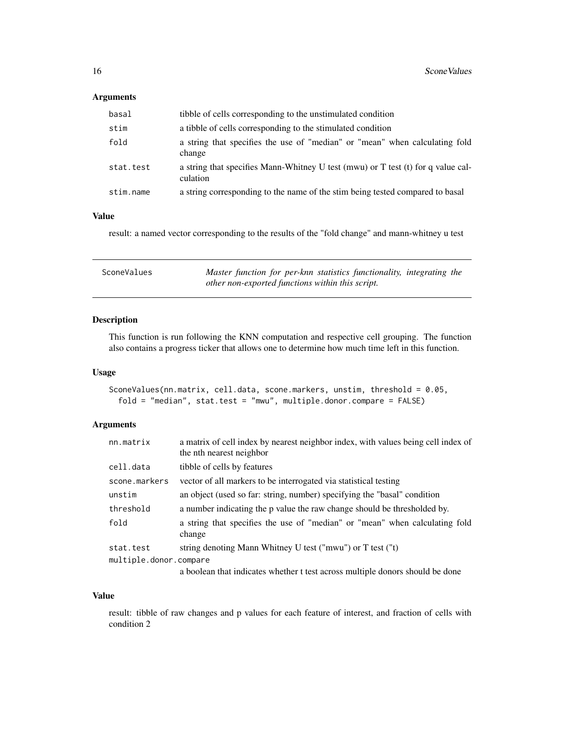### Arguments

| | |
|---|---|
| basal | tibble of cells corresponding to the unstimulated condition |
| stim | a tibble of cells corresponding to the stimulated condition |
| fold | a string that specifies the use of "median" or "mean" when calculating fold change |
| stat.test | a string that specifies Mann-Whitney U test (mwu) or T test (t) for q value calculation |
| stim.name | a string corresponding to the name of the stim being tested compared to basal |

### Value

result: a named vector corresponding to the results of the "fold change" and mann-whitney u test

---

## SconeValues — *Master function for per-knn statistics functionality, integrating the other non-exported functions within this script.*

---

### Description

This function is run following the KNN computation and respective cell grouping. The function also contains a progress ticker that allows one to determine how much time left in this function.

### Usage

```
SconeValues(nn.matrix, cell.data, scone.markers, unstim, threshold = 0.05,
  fold = "median", stat.test = "mwu", multiple.donor.compare = FALSE)
```

### Arguments

| | |
|---|---|
| nn.matrix | a matrix of cell index by nearest neighbor index, with values being cell index of the nth nearest neighbor |
| cell.data | tibble of cells by features |
| scone.markers | vector of all markers to be interrogated via statistical testing |
| unstim | an object (used so far: string, number) specifying the "basal" condition |
| threshold | a number indicating the p value the raw change should be thresholded by. |
| fold | a string that specifies the use of "median" or "mean" when calculating fold change |
| stat.test | string denoting Mann Whitney U test ("mwu") or T test ("t) |
| multiple.donor.compare | a boolean that indicates whether t test across multiple donors should be done |

### Value

result: tibble of raw changes and p values for each feature of interest, and fraction of cells with condition 2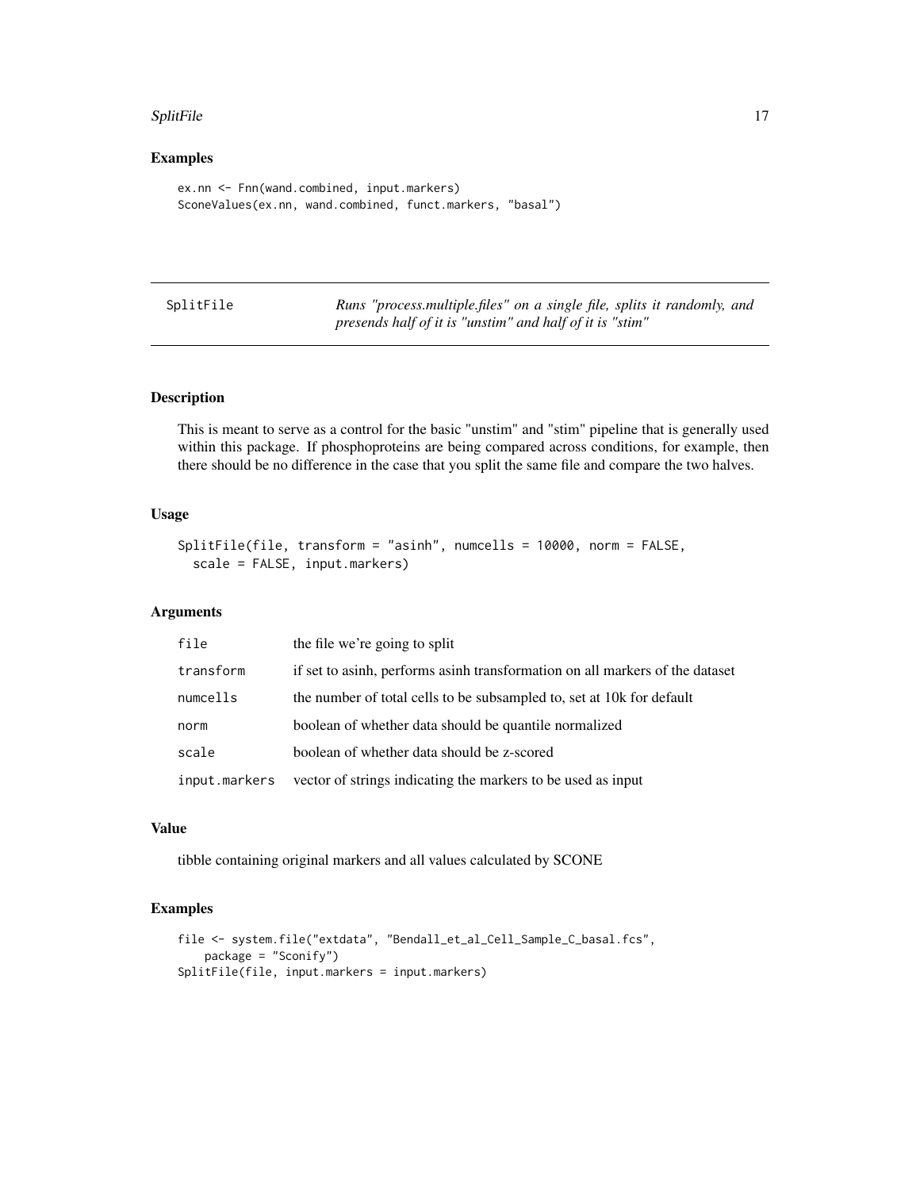### Examples

```
ex.nn <- Fnn(wand.combined, input.markers)
SconeValues(ex.nn, wand.combined, funct.markers, "basal")
```

---

## SplitFile

*Runs "process.multiple.files" on a single file, splits it randomly, and presends half of it is "unstim" and half of it is "stim"*

---

### Description

This is meant to serve as a control for the basic "unstim" and "stim" pipeline that is generally used within this package. If phosphoproteins are being compared across conditions, for example, then there should be no difference in the case that you split the same file and compare the two halves.

### Usage

```
SplitFile(file, transform = "asinh", numcells = 10000, norm = FALSE,
  scale = FALSE, input.markers)
```

### Arguments

| | |
|---|---|
| file | the file we're going to split |
| transform | if set to asinh, performs asinh transformation on all markers of the dataset |
| numcells | the number of total cells to be subsampled to, set at 10k for default |
| norm | boolean of whether data should be quantile normalized |
| scale | boolean of whether data should be z-scored |
| input.markers | vector of strings indicating the markers to be used as input |

### Value

tibble containing original markers and all values calculated by SCONE

### Examples

```
file <- system.file("extdata", "Bendall_et_al_Cell_Sample_C_basal.fcs",
    package = "Sconify")
SplitFile(file, input.markers = input.markers)
```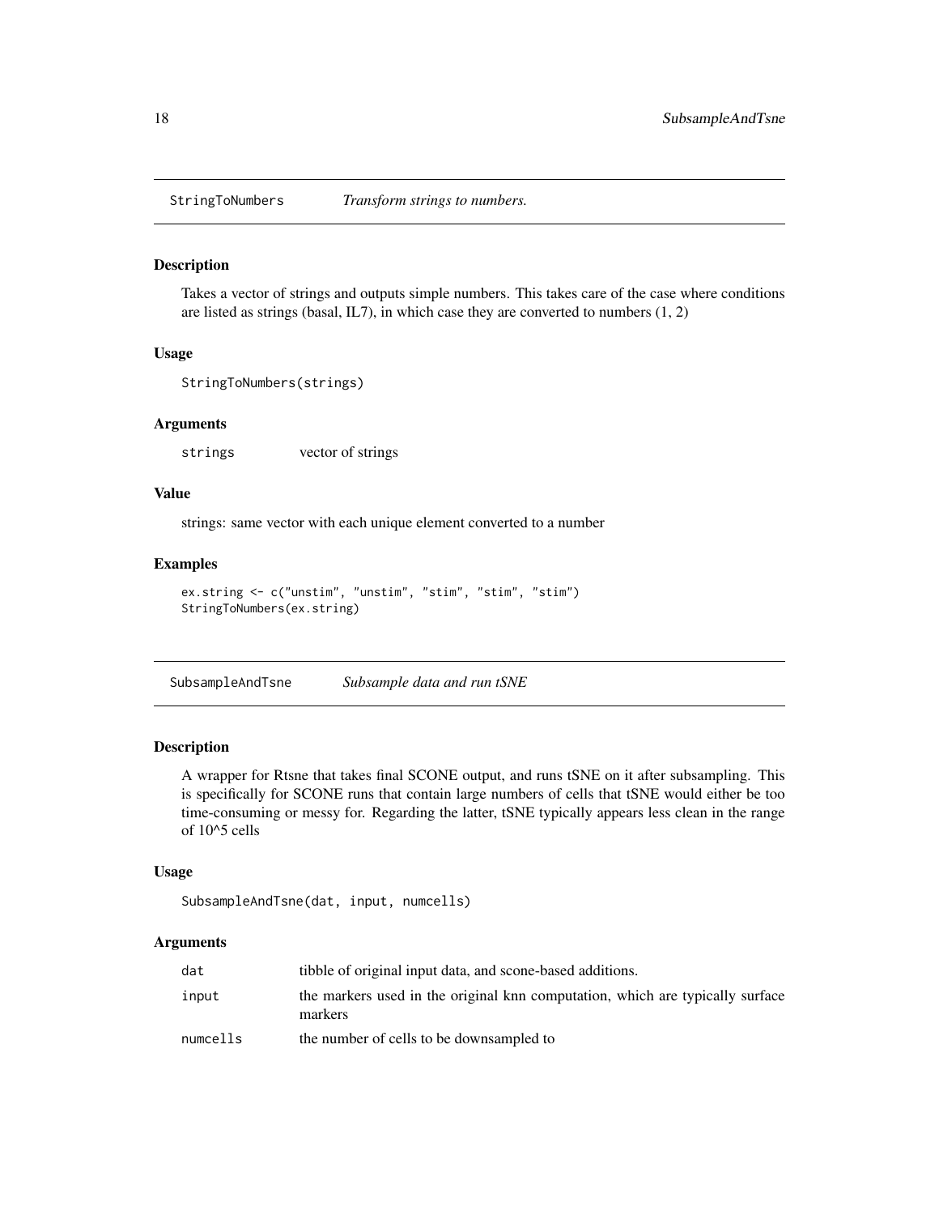## StringToNumbers — *Transform strings to numbers.*

### Description

Takes a vector of strings and outputs simple numbers. This takes care of the case where conditions are listed as strings (basal, IL7), in which case they are converted to numbers (1, 2)

### Usage

```
StringToNumbers(strings)
```

### Arguments

| | |
|---|---|
| strings | vector of strings |

### Value

strings: same vector with each unique element converted to a number

### Examples

```
ex.string <- c("unstim", "unstim", "stim", "stim", "stim")
StringToNumbers(ex.string)
```

## SubsampleAndTsne — *Subsample data and run tSNE*

### Description

A wrapper for Rtsne that takes final SCONE output, and runs tSNE on it after subsampling. This is specifically for SCONE runs that contain large numbers of cells that tSNE would either be too time-consuming or messy for. Regarding the latter, tSNE typically appears less clean in the range of 10^5 cells

### Usage

```
SubsampleAndTsne(dat, input, numcells)
```

### Arguments

| | |
|---|---|
| dat | tibble of original input data, and scone-based additions. |
| input | the markers used in the original knn computation, which are typically surface markers |
| numcells | the number of cells to be downsampled to |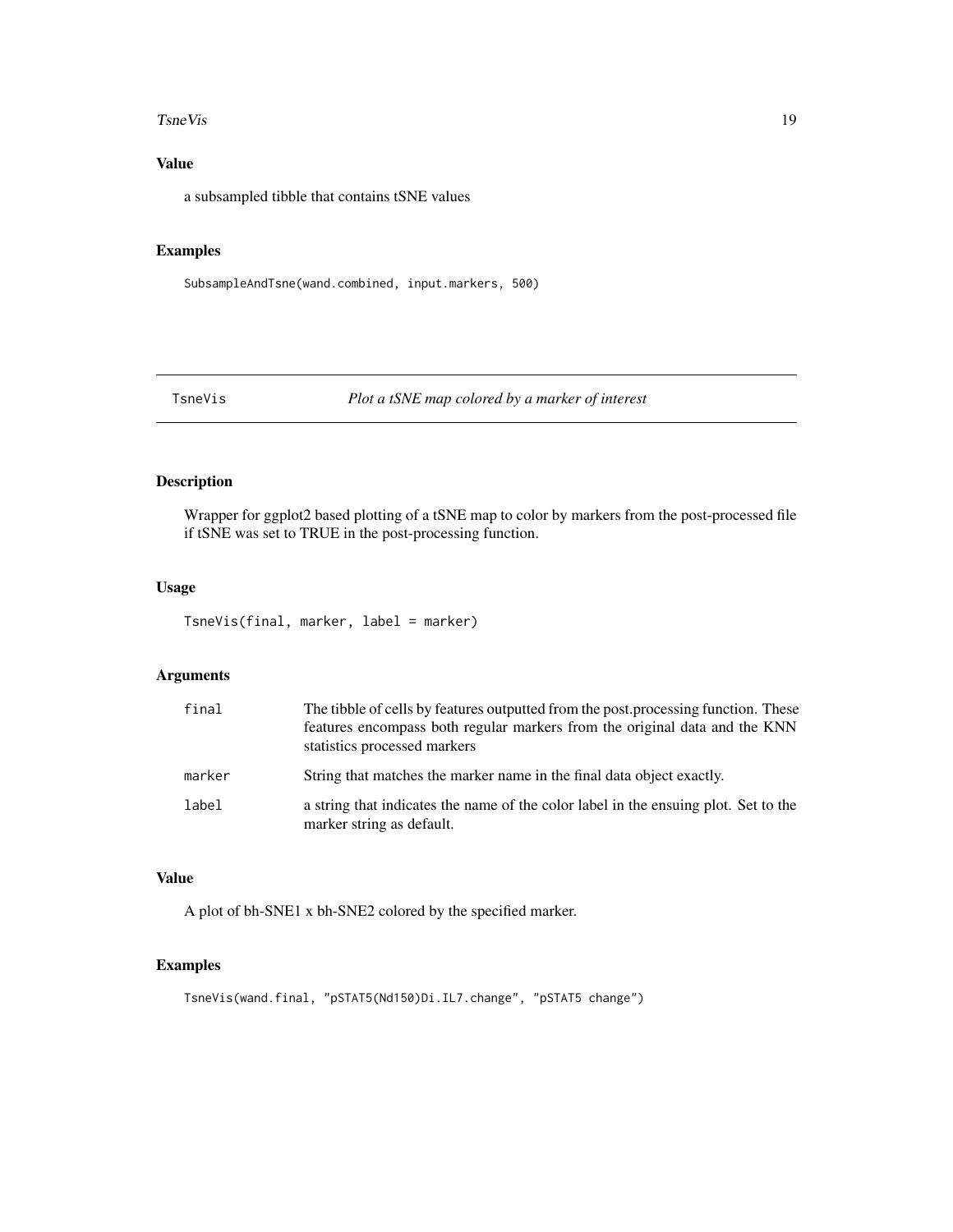## Value

a subsampled tibble that contains tSNE values

## Examples

```
SubsampleAndTsne(wand.combined, input.markers, 500)
```

---

# TsneVis *Plot a tSNE map colored by a marker of interest*

---

## Description

Wrapper for ggplot2 based plotting of a tSNE map to color by markers from the post-processed file if tSNE was set to TRUE in the post-processing function.

## Usage

```
TsneVis(final, marker, label = marker)
```

## Arguments

| | |
|---|---|
| `final` | The tibble of cells by features outputted from the post.processing function. These features encompass both regular markers from the original data and the KNN statistics processed markers |
| `marker` | String that matches the marker name in the final data object exactly. |
| `label` | a string that indicates the name of the color label in the ensuing plot. Set to the marker string as default. |

## Value

A plot of bh-SNE1 x bh-SNE2 colored by the specified marker.

## Examples

```
TsneVis(wand.final, "pSTAT5(Nd150)Di.IL7.change", "pSTAT5 change")
```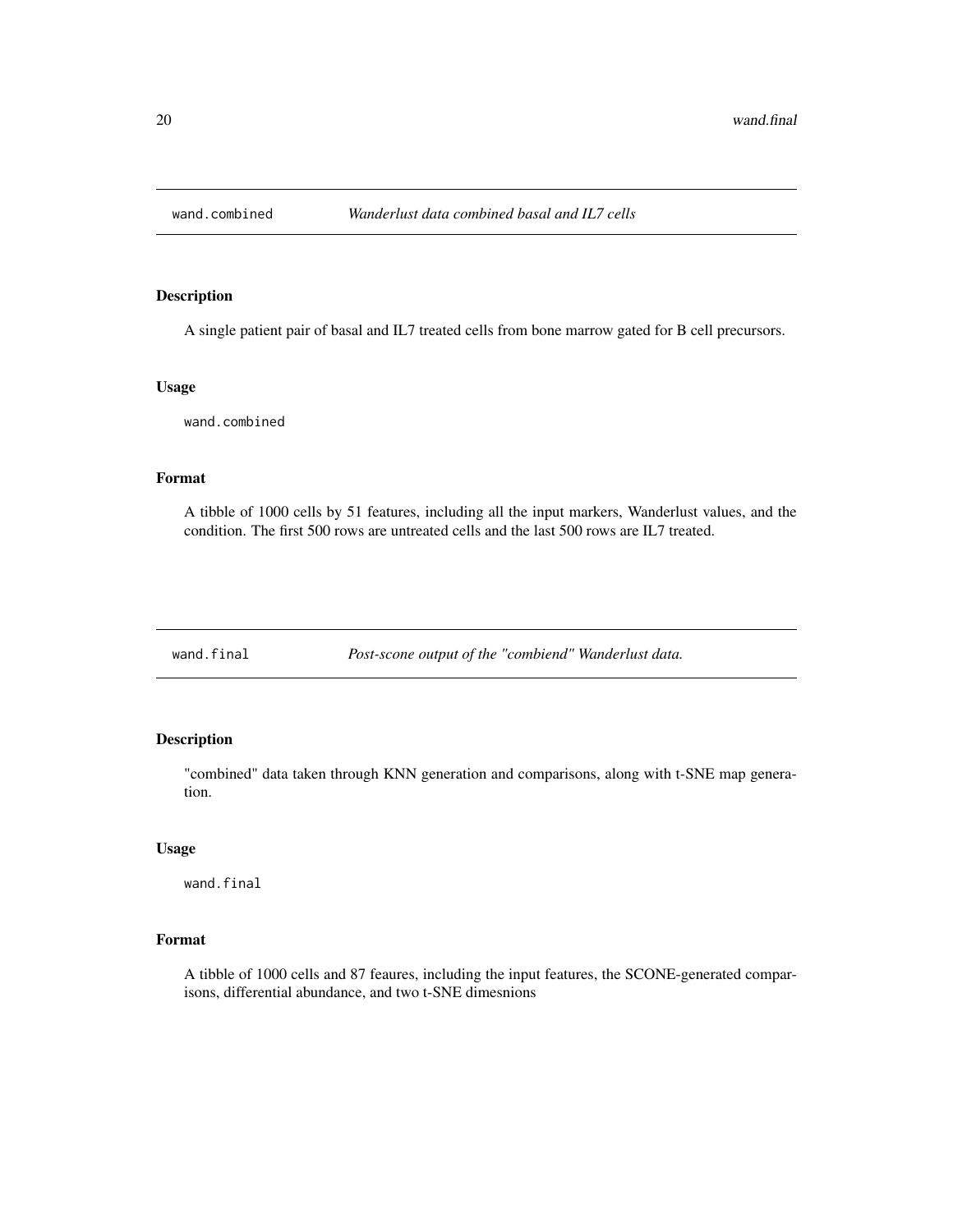## wand.combined — *Wanderlust data combined basal and IL7 cells*

### Description

A single patient pair of basal and IL7 treated cells from bone marrow gated for B cell precursors.

### Usage

```
wand.combined
```

### Format

A tibble of 1000 cells by 51 features, including all the input markers, Wanderlust values, and the condition. The first 500 rows are untreated cells and the last 500 rows are IL7 treated.

## wand.final — *Post-scone output of the "combiend" Wanderlust data.*

### Description

"combined" data taken through KNN generation and comparisons, along with t-SNE map generation.

### Usage

```
wand.final
```

### Format

A tibble of 1000 cells and 87 feaures, including the input features, the SCONE-generated comparisons, differential abundance, and two t-SNE dimesnions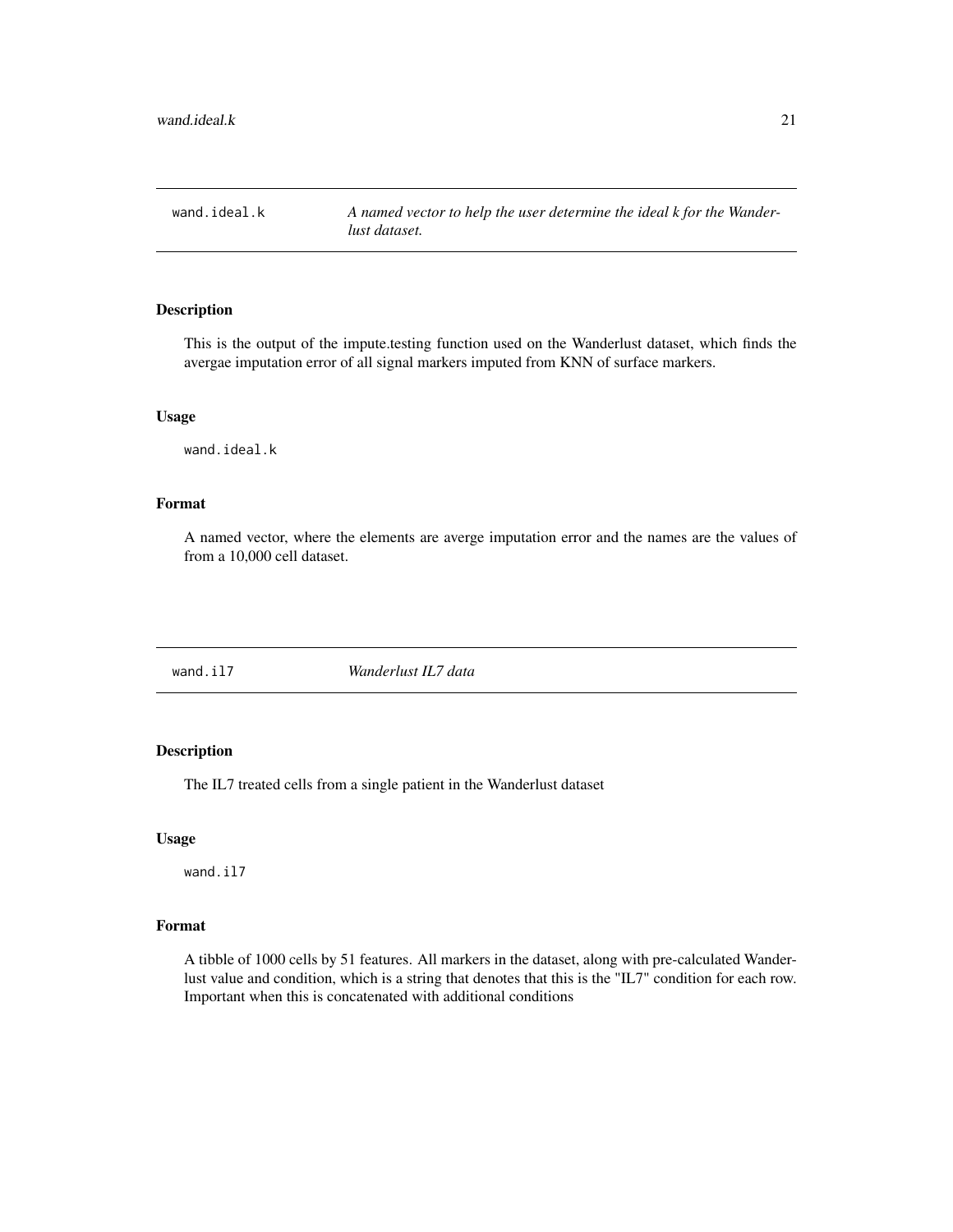## wand.ideal.k

*A named vector to help the user determine the ideal k for the Wanderlust dataset.*

### Description

This is the output of the impute.testing function used on the Wanderlust dataset, which finds the avergae imputation error of all signal markers imputed from KNN of surface markers.

### Usage

```
wand.ideal.k
```

### Format

A named vector, where the elements are averge imputation error and the names are the values of from a 10,000 cell dataset.

## wand.il7

*Wanderlust IL7 data*

### Description

The IL7 treated cells from a single patient in the Wanderlust dataset

### Usage

```
wand.il7
```

### Format

A tibble of 1000 cells by 51 features. All markers in the dataset, along with pre-calculated Wanderlust value and condition, which is a string that denotes that this is the "IL7" condition for each row. Important when this is concatenated with additional conditions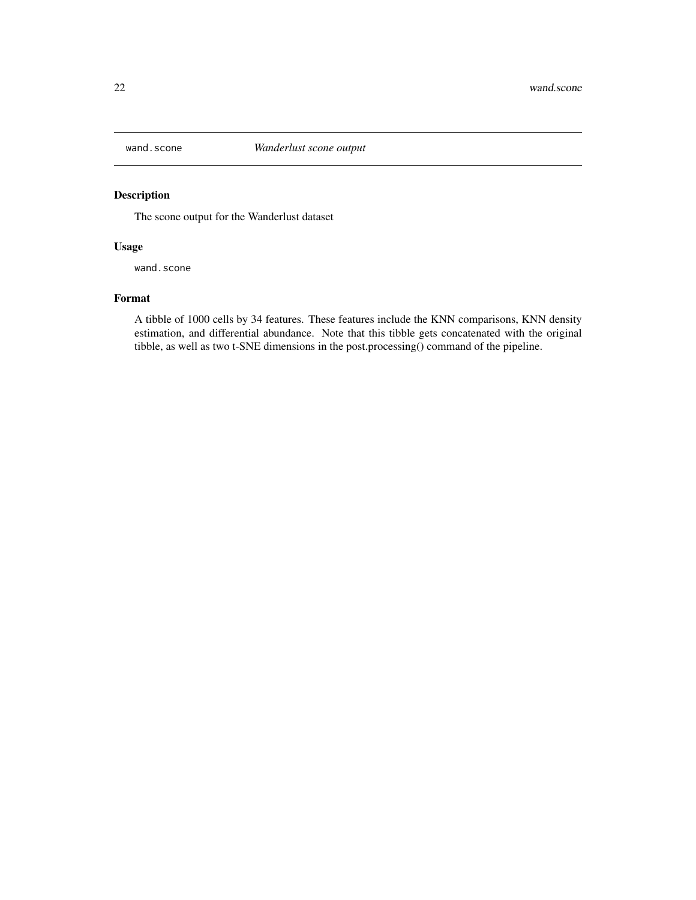# wand.scone — *Wanderlust scone output*

## Description

The scone output for the Wanderlust dataset

## Usage

```
wand.scone
```

## Format

A tibble of 1000 cells by 34 features. These features include the KNN comparisons, KNN density estimation, and differential abundance. Note that this tibble gets concatenated with the original tibble, as well as two t-SNE dimensions in the post.processing() command of the pipeline.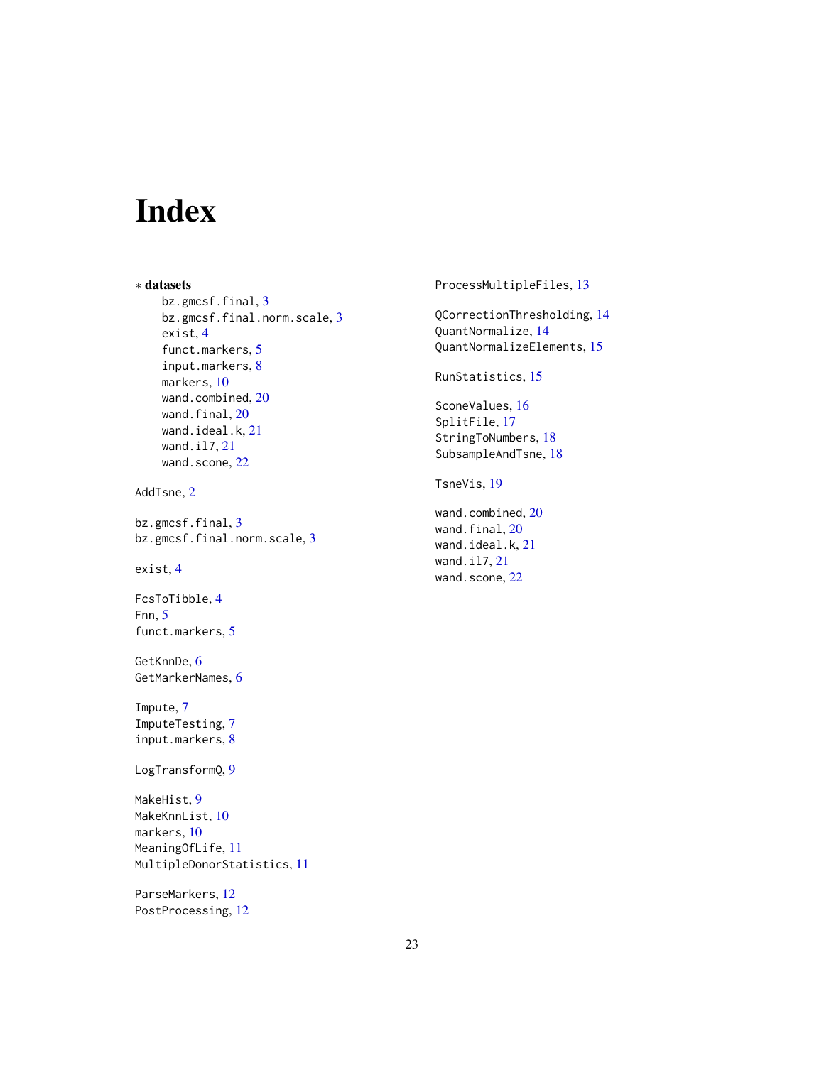# Index

* **datasets**
    - bz.gmcsf.final, 3
    - bz.gmcsf.final.norm.scale, 3
    - exist, 4
    - funct.markers, 5
    - input.markers, 8
    - markers, 10
    - wand.combined, 20
    - wand.final, 20
    - wand.ideal.k, 21
    - wand.il7, 21
    - wand.scone, 22

AddTsne, 2

bz.gmcsf.final, 3
bz.gmcsf.final.norm.scale, 3

exist, 4

FcsToTibble, 4
Fnn, 5
funct.markers, 5

GetKnnDe, 6
GetMarkerNames, 6

Impute, 7
ImputeTesting, 7
input.markers, 8

LogTransformQ, 9

MakeHist, 9
MakeKnnList, 10
markers, 10
MeaningOfLife, 11
MultipleDonorStatistics, 11

ParseMarkers, 12
PostProcessing, 12

ProcessMultipleFiles, 13

QCorrectionThresholding, 14
QuantNormalize, 14
QuantNormalizeElements, 15

RunStatistics, 15

SconeValues, 16
SplitFile, 17
StringToNumbers, 18
SubsampleAndTsne, 18

TsneVis, 19

wand.combined, 20
wand.final, 20
wand.ideal.k, 21
wand.il7, 21
wand.scone, 22